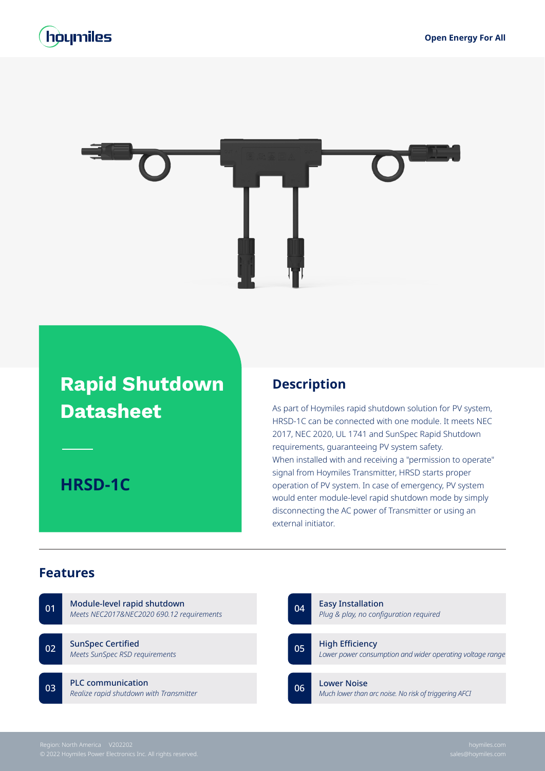hoymiles

Open Energy For All

# Rapid Shutdown Datasheet

## HRSD-1C

## Description

As part of Hoymiles rapid shutdown solution for PV system, HRSD-1C can be connected with one module. It meets NEC 2017, NEC 2020, UL 1741 and SunSpec Rapid Shutdown requirements, guaranteeing PV system safety.
When installed with and receiving a "permission to operate" signal from Hoymiles Transmitter, HRSD starts proper operation of PV system. In case of emergency, PV system would enter module-level rapid shutdown mode by simply disconnecting the AC power of Transmitter or using an external initiator.

## Features

**01 Module-level rapid shutdown**
*Meets NEC2017&NEC2020 690.12 requirements*

**02 SunSpec Certified**
*Meets SunSpec RSD requirements*

**03 PLC communication**
*Realize rapid shutdown with Transmitter*

**04 Easy Installation**
*Plug & play, no configuration required*

**05 High Efficiency**
*Lower power consumption and wider operating voltage range*

**06 Lower Noise**
*Much lower than arc noise. No risk of triggering AFCI*

Region: North America V202202
© 2022 Hoymiles Power Electronics Inc. All rights reserved.

hoymiles.com
sales@hoymiles.com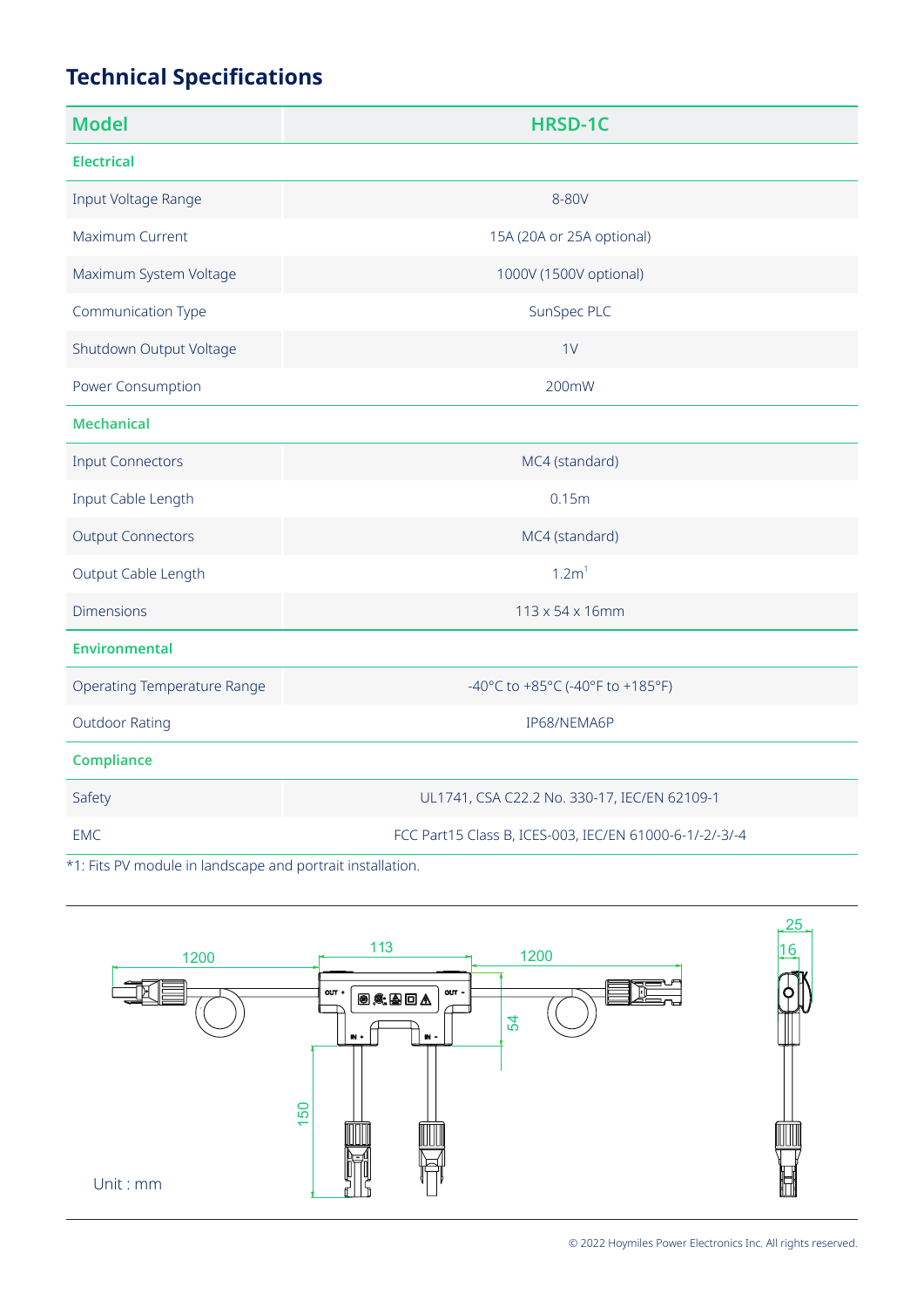## Technical Specifications

| Model | HRSD-1C |
|---|---|
| **Electrical** | |
| Input Voltage Range | 8-80V |
| Maximum Current | 15A (20A or 25A optional) |
| Maximum System Voltage | 1000V (1500V optional) |
| Communication Type | SunSpec PLC |
| Shutdown Output Voltage | 1V |
| Power Consumption | 200mW |
| **Mechanical** | |
| Input Connectors | MC4 (standard) |
| Input Cable Length | 0.15m |
| Output Connectors | MC4 (standard) |
| Output Cable Length | 1.2m[1] |
| Dimensions | 113 x 54 x 16mm |
| **Environmental** | |
| Operating Temperature Range | -40°C to +85°C (-40°F to +185°F) |
| Outdoor Rating | IP68/NEMA6P |
| **Compliance** | |
| Safety | UL1741, CSA C22.2 No. 330-17, IEC/EN 62109-1 |
| EMC | FCC Part15 Class B, ICES-003, IEC/EN 61000-6-1/-2/-3/-4 |

*1: Fits PV module in landscape and portrait installation.

1200

113

1200

54

150

25

16

Unit : mm